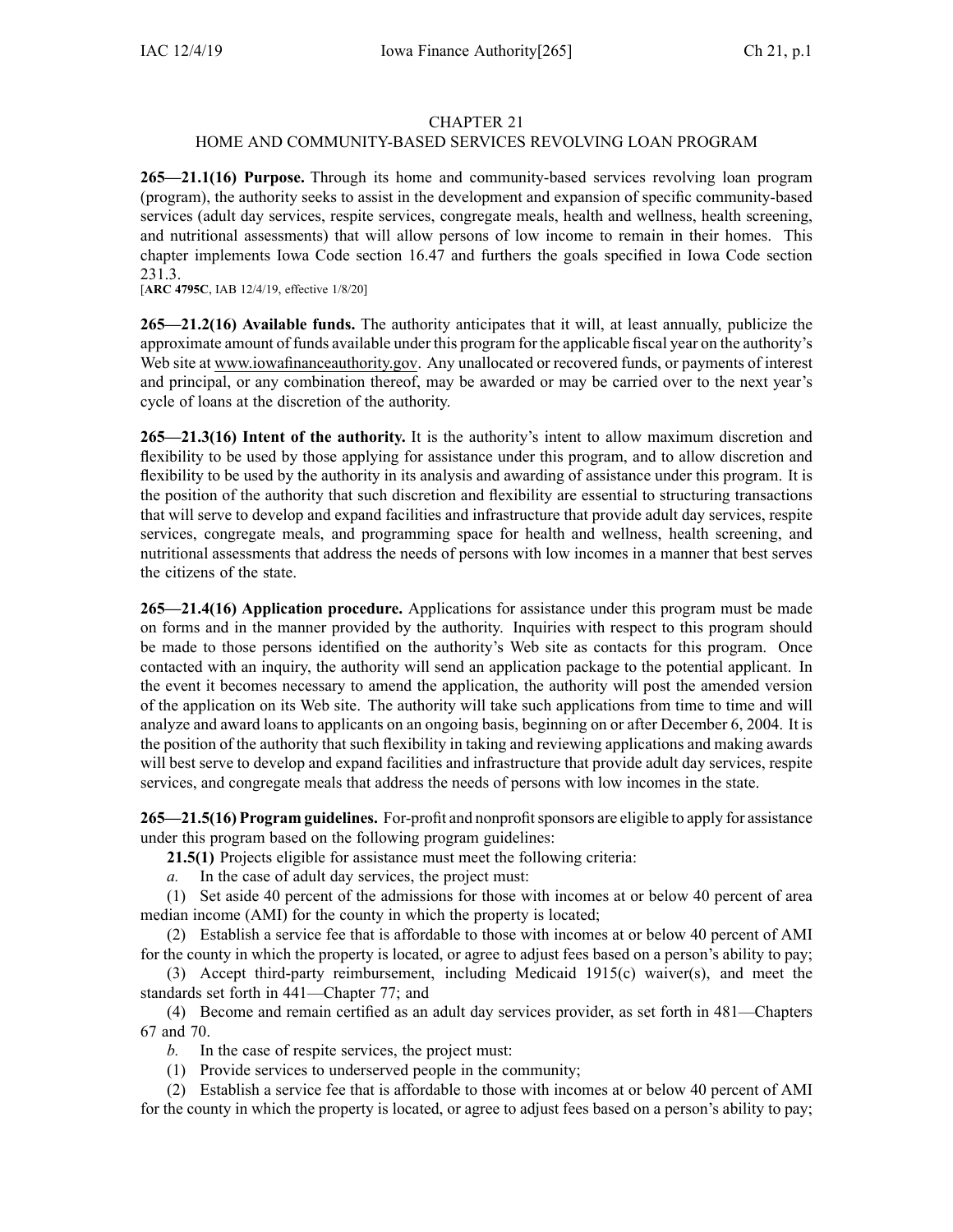# CHAPTER 21
## HOME AND COMMUNITY-BASED SERVICES REVOLVING LOAN PROGRAM

**265—21.1(16) Purpose.** Through its home and community-based services revolving loan program (program), the authority seeks to assist in the development and expansion of specific community-based services (adult day services, respite services, congregate meals, health and wellness, health screening, and nutritional assessments) that will allow persons of low income to remain in their homes. This chapter implements Iowa Code section 16.47 and furthers the goals specified in Iowa Code section 231.3.
[**ARC 4795C**, IAB 12/4/19, effective 1/8/20]

**265—21.2(16) Available funds.** The authority anticipates that it will, at least annually, publicize the approximate amount of funds available under this program for the applicable fiscal year on the authority's Web site at www.iowafinanceauthority.gov. Any unallocated or recovered funds, or payments of interest and principal, or any combination thereof, may be awarded or may be carried over to the next year's cycle of loans at the discretion of the authority.

**265—21.3(16) Intent of the authority.** It is the authority's intent to allow maximum discretion and flexibility to be used by those applying for assistance under this program, and to allow discretion and flexibility to be used by the authority in its analysis and awarding of assistance under this program. It is the position of the authority that such discretion and flexibility are essential to structuring transactions that will serve to develop and expand facilities and infrastructure that provide adult day services, respite services, congregate meals, and programming space for health and wellness, health screening, and nutritional assessments that address the needs of persons with low incomes in a manner that best serves the citizens of the state.

**265—21.4(16) Application procedure.** Applications for assistance under this program must be made on forms and in the manner provided by the authority. Inquiries with respect to this program should be made to those persons identified on the authority's Web site as contacts for this program. Once contacted with an inquiry, the authority will send an application package to the potential applicant. In the event it becomes necessary to amend the application, the authority will post the amended version of the application on its Web site. The authority will take such applications from time to time and will analyze and award loans to applicants on an ongoing basis, beginning on or after December 6, 2004. It is the position of the authority that such flexibility in taking and reviewing applications and making awards will best serve to develop and expand facilities and infrastructure that provide adult day services, respite services, and congregate meals that address the needs of persons with low incomes in the state.

**265—21.5(16) Program guidelines.** For-profit and nonprofit sponsors are eligible to apply for assistance under this program based on the following program guidelines:

**21.5(1)** Projects eligible for assistance must meet the following criteria:

*a.* In the case of adult day services, the project must:

(1) Set aside 40 percent of the admissions for those with incomes at or below 40 percent of area median income (AMI) for the county in which the property is located;

(2) Establish a service fee that is affordable to those with incomes at or below 40 percent of AMI for the county in which the property is located, or agree to adjust fees based on a person's ability to pay;

(3) Accept third-party reimbursement, including Medicaid 1915(c) waiver(s), and meet the standards set forth in 441—Chapter 77; and

(4) Become and remain certified as an adult day services provider, as set forth in 481—Chapters 67 and 70.

*b.* In the case of respite services, the project must:

(1) Provide services to underserved people in the community;

(2) Establish a service fee that is affordable to those with incomes at or below 40 percent of AMI for the county in which the property is located, or agree to adjust fees based on a person's ability to pay;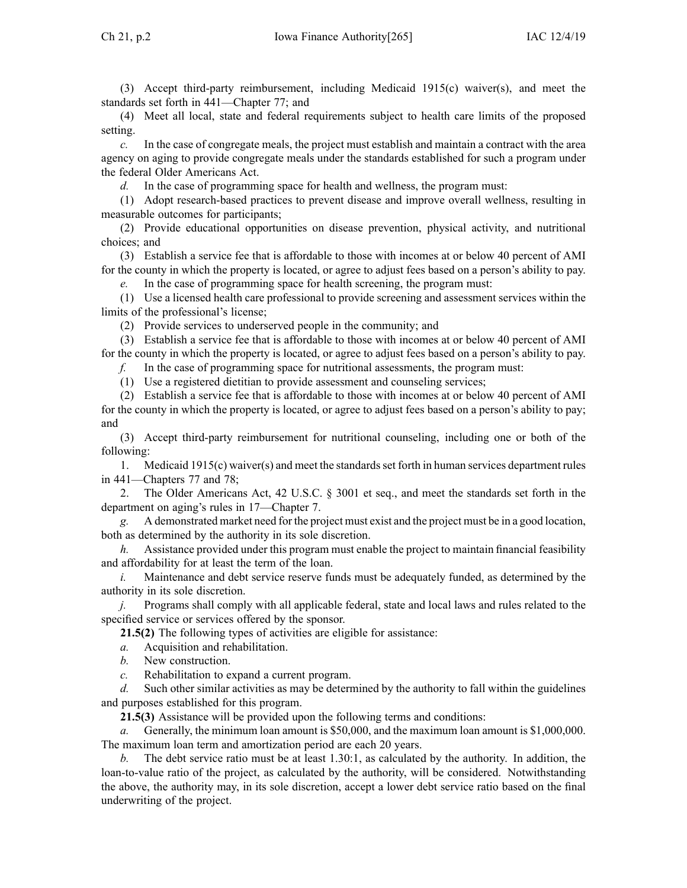(3) Accept third-party reimbursement, including Medicaid 1915(c) waiver(s), and meet the standards set forth in 441—Chapter 77; and

(4) Meet all local, state and federal requirements subject to health care limits of the proposed setting.

*c.* In the case of congregate meals, the project must establish and maintain a contract with the area agency on aging to provide congregate meals under the standards established for such a program under the federal Older Americans Act.

*d.* In the case of programming space for health and wellness, the program must:

(1) Adopt research-based practices to prevent disease and improve overall wellness, resulting in measurable outcomes for participants;

(2) Provide educational opportunities on disease prevention, physical activity, and nutritional choices; and

(3) Establish a service fee that is affordable to those with incomes at or below 40 percent of AMI for the county in which the property is located, or agree to adjust fees based on a person's ability to pay.

*e.* In the case of programming space for health screening, the program must:

(1) Use a licensed health care professional to provide screening and assessment services within the limits of the professional's license;

(2) Provide services to underserved people in the community; and

(3) Establish a service fee that is affordable to those with incomes at or below 40 percent of AMI for the county in which the property is located, or agree to adjust fees based on a person's ability to pay.

*f.* In the case of programming space for nutritional assessments, the program must:

(1) Use a registered dietitian to provide assessment and counseling services;

(2) Establish a service fee that is affordable to those with incomes at or below 40 percent of AMI for the county in which the property is located, or agree to adjust fees based on a person's ability to pay; and

(3) Accept third-party reimbursement for nutritional counseling, including one or both of the following:

1. Medicaid 1915(c) waiver(s) and meet the standards set forth in human services department rules in 441—Chapters 77 and 78;

2. The Older Americans Act, 42 U.S.C. § 3001 et seq., and meet the standards set forth in the department on aging's rules in 17—Chapter 7.

*g.* A demonstrated market need for the project must exist and the project must be in a good location, both as determined by the authority in its sole discretion.

*h.* Assistance provided under this program must enable the project to maintain financial feasibility and affordability for at least the term of the loan.

*i.* Maintenance and debt service reserve funds must be adequately funded, as determined by the authority in its sole discretion.

*j.* Programs shall comply with all applicable federal, state and local laws and rules related to the specified service or services offered by the sponsor.

**21.5(2)** The following types of activities are eligible for assistance:

*a.* Acquisition and rehabilitation.

*b.* New construction.

*c.* Rehabilitation to expand a current program.

*d.* Such other similar activities as may be determined by the authority to fall within the guidelines and purposes established for this program.

**21.5(3)** Assistance will be provided upon the following terms and conditions:

*a.* Generally, the minimum loan amount is $50,000, and the maximum loan amount is $1,000,000. The maximum loan term and amortization period are each 20 years.

*b.* The debt service ratio must be at least 1.30:1, as calculated by the authority. In addition, the loan-to-value ratio of the project, as calculated by the authority, will be considered. Notwithstanding the above, the authority may, in its sole discretion, accept a lower debt service ratio based on the final underwriting of the project.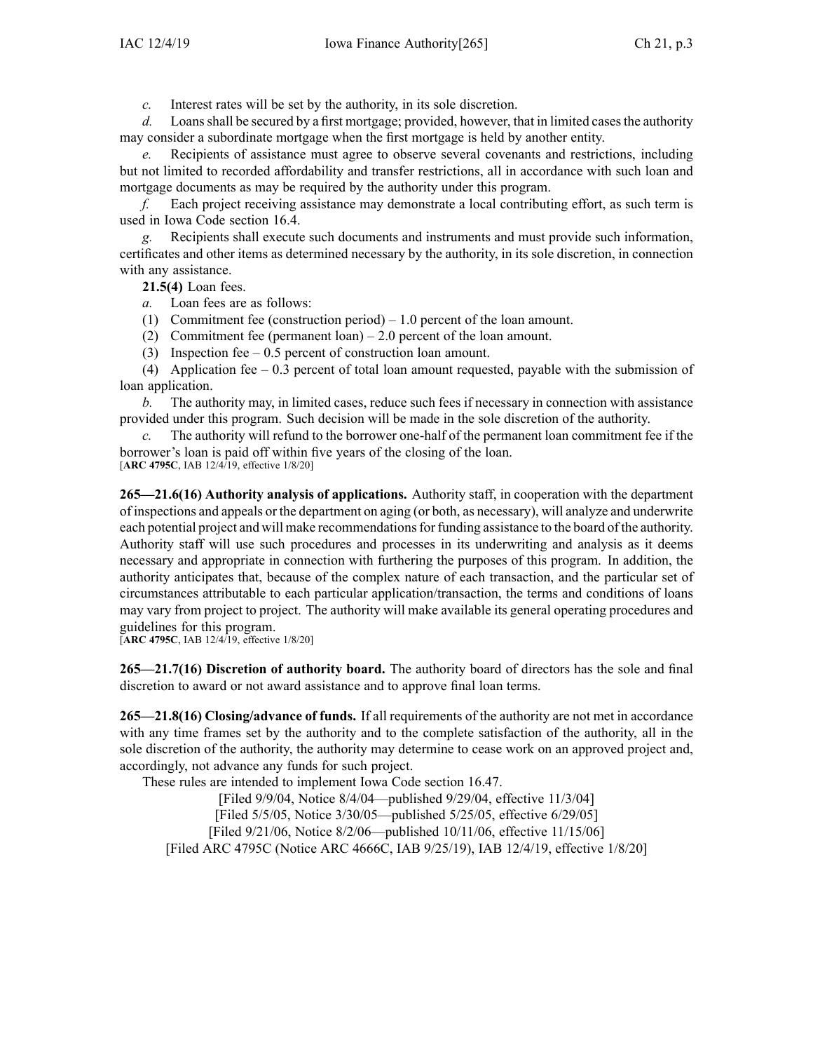*c.* Interest rates will be set by the authority, in its sole discretion.

*d.* Loans shall be secured by a first mortgage; provided, however, that in limited cases the authority may consider a subordinate mortgage when the first mortgage is held by another entity.

*e.* Recipients of assistance must agree to observe several covenants and restrictions, including but not limited to recorded affordability and transfer restrictions, all in accordance with such loan and mortgage documents as may be required by the authority under this program.

*f.* Each project receiving assistance may demonstrate a local contributing effort, as such term is used in Iowa Code section 16.4.

*g.* Recipients shall execute such documents and instruments and must provide such information, certificates and other items as determined necessary by the authority, in its sole discretion, in connection with any assistance.

**21.5(4)** Loan fees.

*a.* Loan fees are as follows:

(1) Commitment fee (construction period) – 1.0 percent of the loan amount.

(2) Commitment fee (permanent loan) – 2.0 percent of the loan amount.

(3) Inspection fee – 0.5 percent of construction loan amount.

(4) Application fee – 0.3 percent of total loan amount requested, payable with the submission of loan application.

*b.* The authority may, in limited cases, reduce such fees if necessary in connection with assistance provided under this program. Such decision will be made in the sole discretion of the authority.

*c.* The authority will refund to the borrower one-half of the permanent loan commitment fee if the borrower's loan is paid off within five years of the closing of the loan.

[**ARC 4795C**, IAB 12/4/19, effective 1/8/20]

**265—21.6(16) Authority analysis of applications.** Authority staff, in cooperation with the department of inspections and appeals or the department on aging (or both, as necessary), will analyze and underwrite each potential project and will make recommendations for funding assistance to the board of the authority. Authority staff will use such procedures and processes in its underwriting and analysis as it deems necessary and appropriate in connection with furthering the purposes of this program. In addition, the authority anticipates that, because of the complex nature of each transaction, and the particular set of circumstances attributable to each particular application/transaction, the terms and conditions of loans may vary from project to project. The authority will make available its general operating procedures and guidelines for this program.

[**ARC 4795C**, IAB 12/4/19, effective 1/8/20]

**265—21.7(16) Discretion of authority board.** The authority board of directors has the sole and final discretion to award or not award assistance and to approve final loan terms.

**265—21.8(16) Closing/advance of funds.** If all requirements of the authority are not met in accordance with any time frames set by the authority and to the complete satisfaction of the authority, all in the sole discretion of the authority, the authority may determine to cease work on an approved project and, accordingly, not advance any funds for such project.

These rules are intended to implement Iowa Code section 16.47.

[Filed 9/9/04, Notice 8/4/04—published 9/29/04, effective 11/3/04]

[Filed 5/5/05, Notice 3/30/05—published 5/25/05, effective 6/29/05]

[Filed 9/21/06, Notice 8/2/06—published 10/11/06, effective 11/15/06]

[Filed ARC 4795C (Notice ARC 4666C, IAB 9/25/19), IAB 12/4/19, effective 1/8/20]